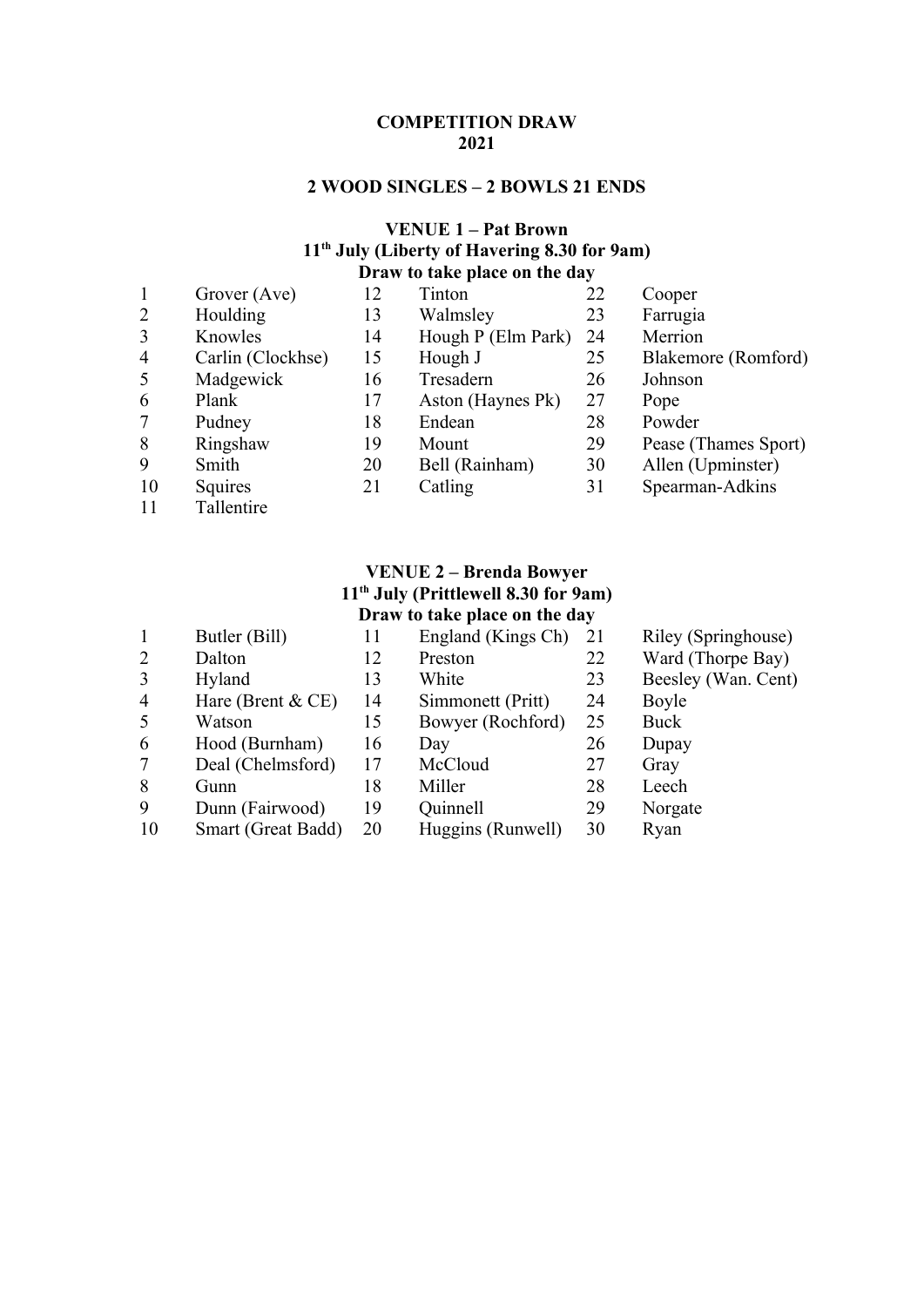# COMPETITION DRAW
# 2021

## 2 WOOD SINGLES – 2 BOWLS 21 ENDS

### VENUE 1 – Pat Brown
**11th July (Liberty of Havering 8.30 for 9am)**
**Draw to take place on the day**

| | | | | | |
|---|---|---|---|---|---|
| 1 | Grover (Ave) | 12 | Tinton | 22 | Cooper |
| 2 | Houlding | 13 | Walmsley | 23 | Farrugia |
| 3 | Knowles | 14 | Hough P (Elm Park) | 24 | Merrion |
| 4 | Carlin (Clockhse) | 15 | Hough J | 25 | Blakemore (Romford) |
| 5 | Madgewick | 16 | Tresadern | 26 | Johnson |
| 6 | Plank | 17 | Aston (Haynes Pk) | 27 | Pope |
| 7 | Pudney | 18 | Endean | 28 | Powder |
| 8 | Ringshaw | 19 | Mount | 29 | Pease (Thames Sport) |
| 9 | Smith | 20 | Bell (Rainham) | 30 | Allen (Upminster) |
| 10 | Squires | 21 | Catling | 31 | Spearman-Adkins |
| 11 | Tallentire | | | | |

### VENUE 2 – Brenda Bowyer
**11th July (Prittlewell 8.30 for 9am)**
**Draw to take place on the day**

| | | | | | |
|---|---|---|---|---|---|
| 1 | Butler (Bill) | 11 | England (Kings Ch) | 21 | Riley (Springhouse) |
| 2 | Dalton | 12 | Preston | 22 | Ward (Thorpe Bay) |
| 3 | Hyland | 13 | White | 23 | Beesley (Wan. Cent) |
| 4 | Hare (Brent & CE) | 14 | Simmonett (Pritt) | 24 | Boyle |
| 5 | Watson | 15 | Bowyer (Rochford) | 25 | Buck |
| 6 | Hood (Burnham) | 16 | Day | 26 | Dupay |
| 7 | Deal (Chelmsford) | 17 | McCloud | 27 | Gray |
| 8 | Gunn | 18 | Miller | 28 | Leech |
| 9 | Dunn (Fairwood) | 19 | Quinnell | 29 | Norgate |
| 10 | Smart (Great Badd) | 20 | Huggins (Runwell) | 30 | Ryan |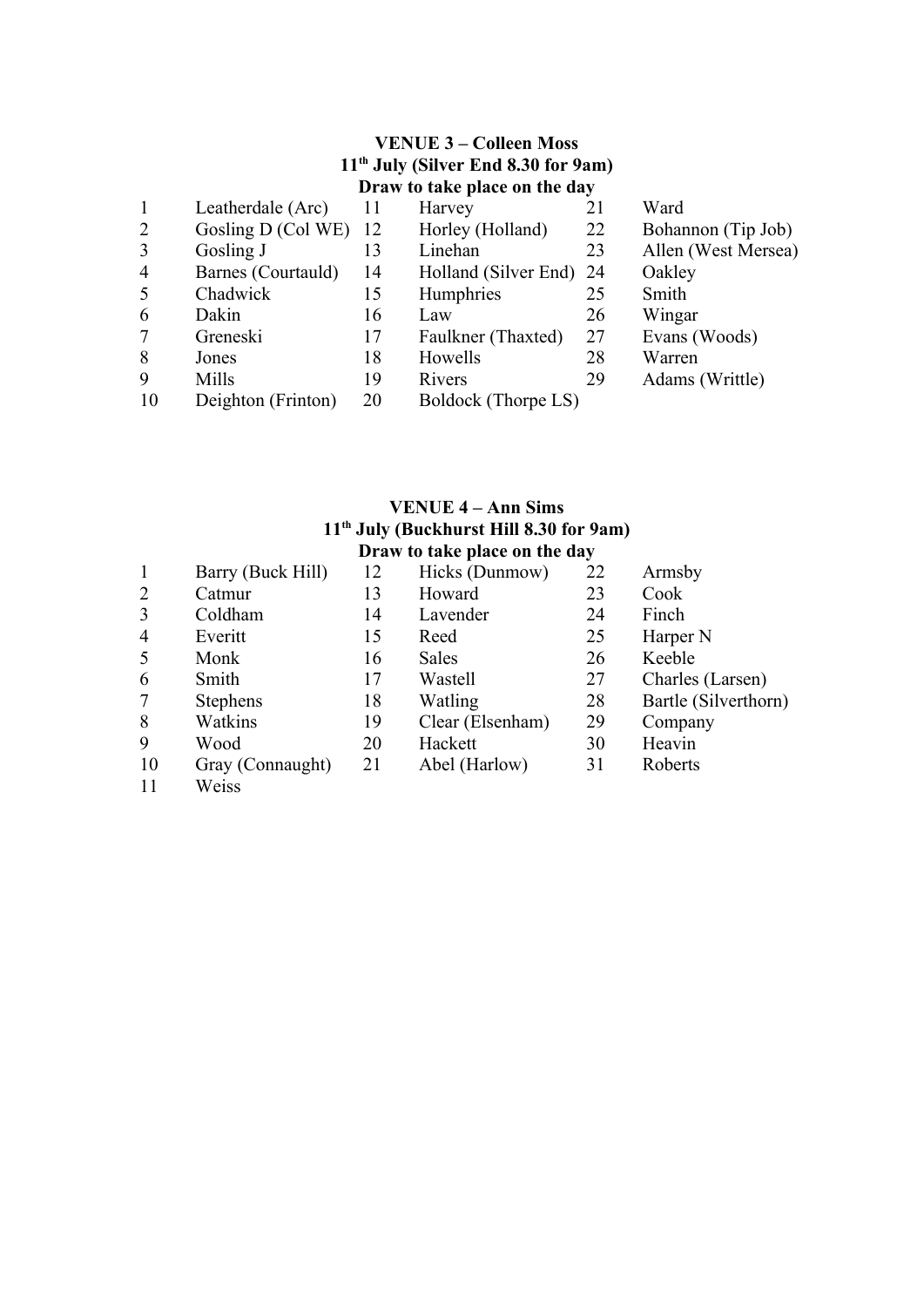**VENUE 3 – Colleen Moss**
**11th July (Silver End 8.30 for 9am)**
**Draw to take place on the day**

| | | | | | |
|---|---|---|---|---|---|
| 1 | Leatherdale (Arc) | 11 | Harvey | 21 | Ward |
| 2 | Gosling D (Col WE) | 12 | Horley (Holland) | 22 | Bohannon (Tip Job) |
| 3 | Gosling J | 13 | Linehan | 23 | Allen (West Mersea) |
| 4 | Barnes (Courtauld) | 14 | Holland (Silver End) | 24 | Oakley |
| 5 | Chadwick | 15 | Humphries | 25 | Smith |
| 6 | Dakin | 16 | Law | 26 | Wingar |
| 7 | Greneski | 17 | Faulkner (Thaxted) | 27 | Evans (Woods) |
| 8 | Jones | 18 | Howells | 28 | Warren |
| 9 | Mills | 19 | Rivers | 29 | Adams (Writtle) |
| 10 | Deighton (Frinton) | 20 | Boldock (Thorpe LS) | | |

**VENUE 4 – Ann Sims**
**11th July (Buckhurst Hill 8.30 for 9am)**
**Draw to take place on the day**

| | | | | | |
|---|---|---|---|---|---|
| 1 | Barry (Buck Hill) | 12 | Hicks (Dunmow) | 22 | Armsby |
| 2 | Catmur | 13 | Howard | 23 | Cook |
| 3 | Coldham | 14 | Lavender | 24 | Finch |
| 4 | Everitt | 15 | Reed | 25 | Harper N |
| 5 | Monk | 16 | Sales | 26 | Keeble |
| 6 | Smith | 17 | Wastell | 27 | Charles (Larsen) |
| 7 | Stephens | 18 | Watling | 28 | Bartle (Silverthorn) |
| 8 | Watkins | 19 | Clear (Elsenham) | 29 | Company |
| 9 | Wood | 20 | Hackett | 30 | Heavin |
| 10 | Gray (Connaught) | 21 | Abel (Harlow) | 31 | Roberts |
| 11 | Weiss | | | | |